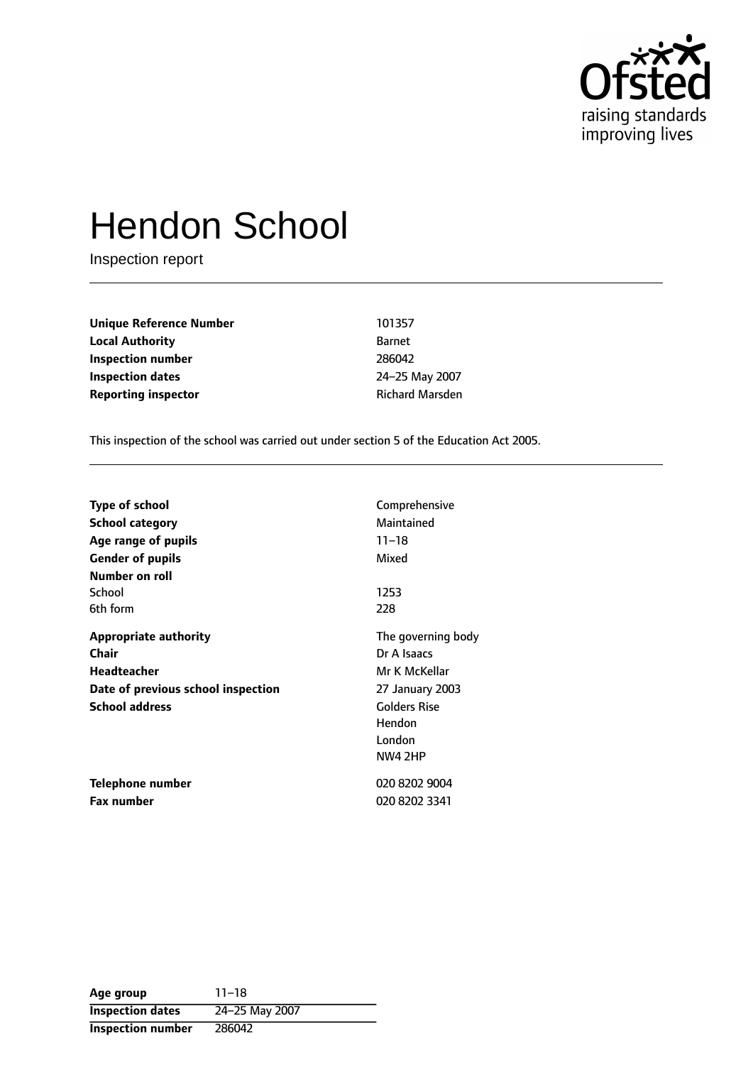# Hendon School

Inspection report

| | |
|---|---|
| **Unique Reference Number** | 101357 |
| **Local Authority** | Barnet |
| **Inspection number** | 286042 |
| **Inspection dates** | 24–25 May 2007 |
| **Reporting inspector** | Richard Marsden |

This inspection of the school was carried out under section 5 of the Education Act 2005.

| | |
|---|---|
| **Type of school** | Comprehensive |
| **School category** | Maintained |
| **Age range of pupils** | 11–18 |
| **Gender of pupils** | Mixed |
| **Number on roll** | |
| School | 1253 |
| 6th form | 228 |
| **Appropriate authority** | The governing body |
| **Chair** | Dr A Isaacs |
| **Headteacher** | Mr K McKellar |
| **Date of previous school inspection** | 27 January 2003 |
| **School address** | Golders Rise<br>Hendon<br>London<br>NW4 2HP |
| **Telephone number** | 020 8202 9004 |
| **Fax number** | 020 8202 3341 |

| | |
|---|---|
| **Age group** | 11–18 |
| **Inspection dates** | 24–25 May 2007 |
| **Inspection number** | 286042 |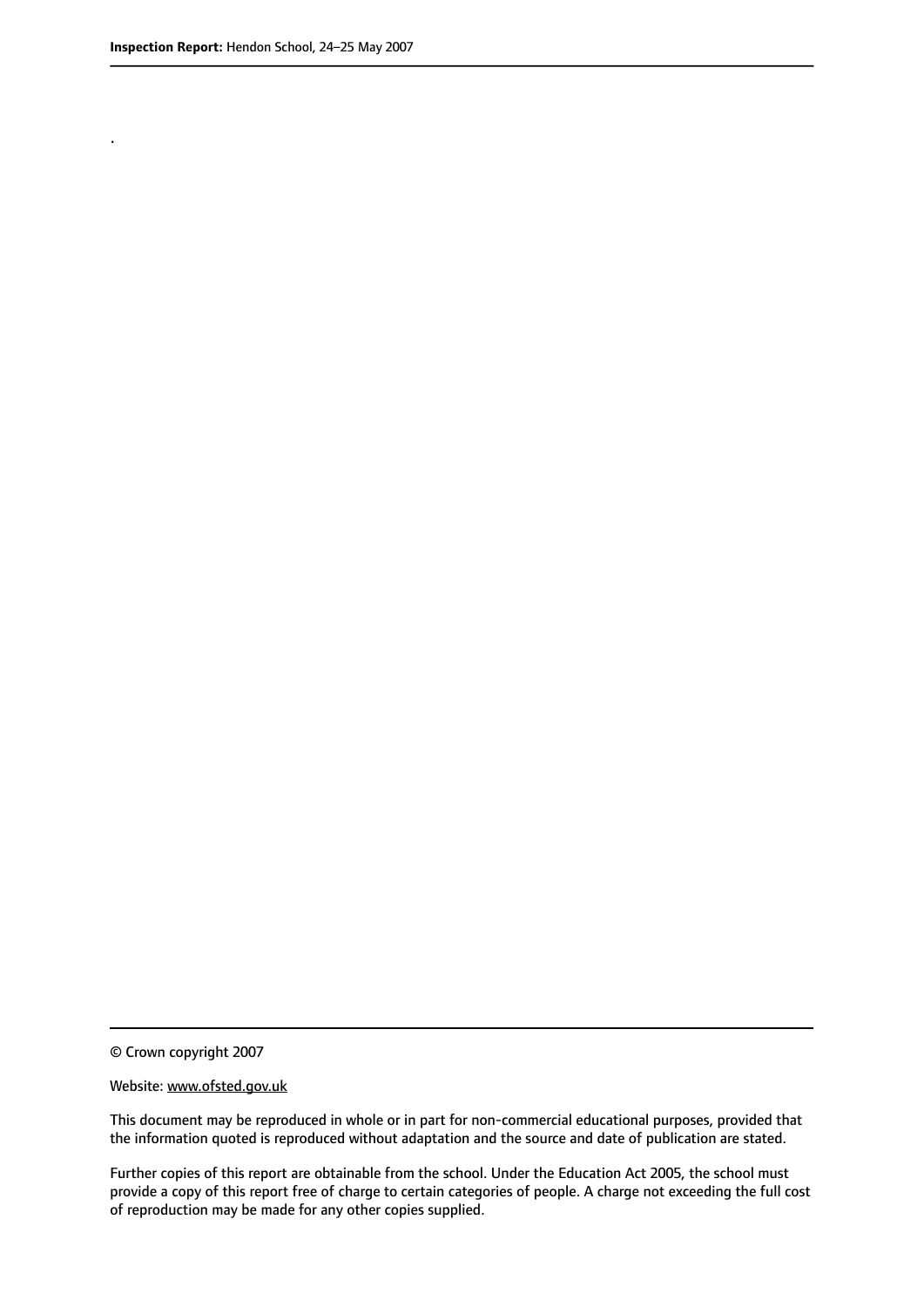.

© Crown copyright 2007

Website: www.ofsted.gov.uk

This document may be reproduced in whole or in part for non-commercial educational purposes, provided that the information quoted is reproduced without adaptation and the source and date of publication are stated.

Further copies of this report are obtainable from the school. Under the Education Act 2005, the school must provide a copy of this report free of charge to certain categories of people. A charge not exceeding the full cost of reproduction may be made for any other copies supplied.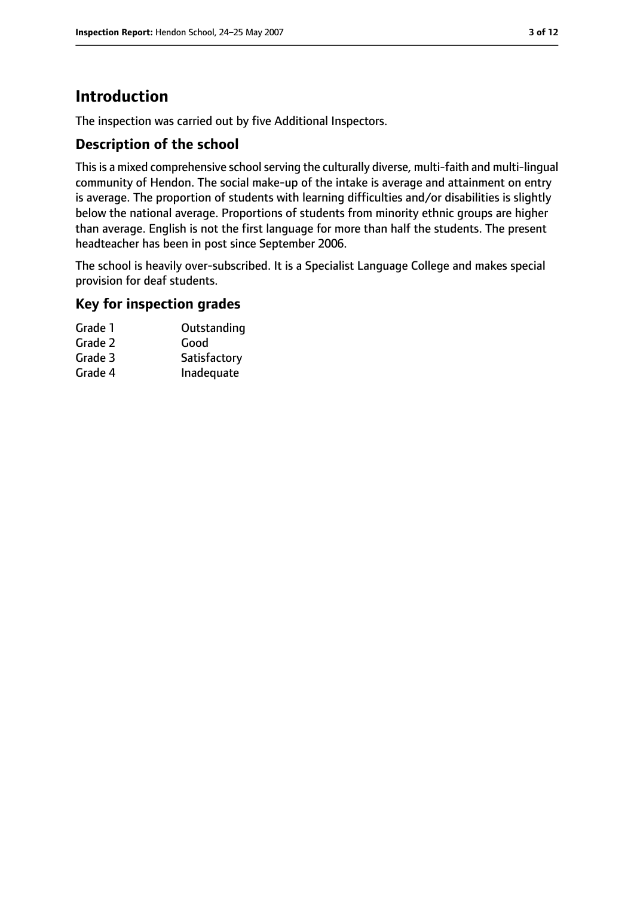# Introduction

The inspection was carried out by five Additional Inspectors.

## Description of the school

This is a mixed comprehensive school serving the culturally diverse, multi-faith and multi-lingual community of Hendon. The social make-up of the intake is average and attainment on entry is average. The proportion of students with learning difficulties and/or disabilities is slightly below the national average. Proportions of students from minority ethnic groups are higher than average. English is not the first language for more than half the students. The present headteacher has been in post since September 2006.

The school is heavily over-subscribed. It is a Specialist Language College and makes special provision for deaf students.

## Key for inspection grades

| | |
|---|---|
| Grade 1 | Outstanding |
| Grade 2 | Good |
| Grade 3 | Satisfactory |
| Grade 4 | Inadequate |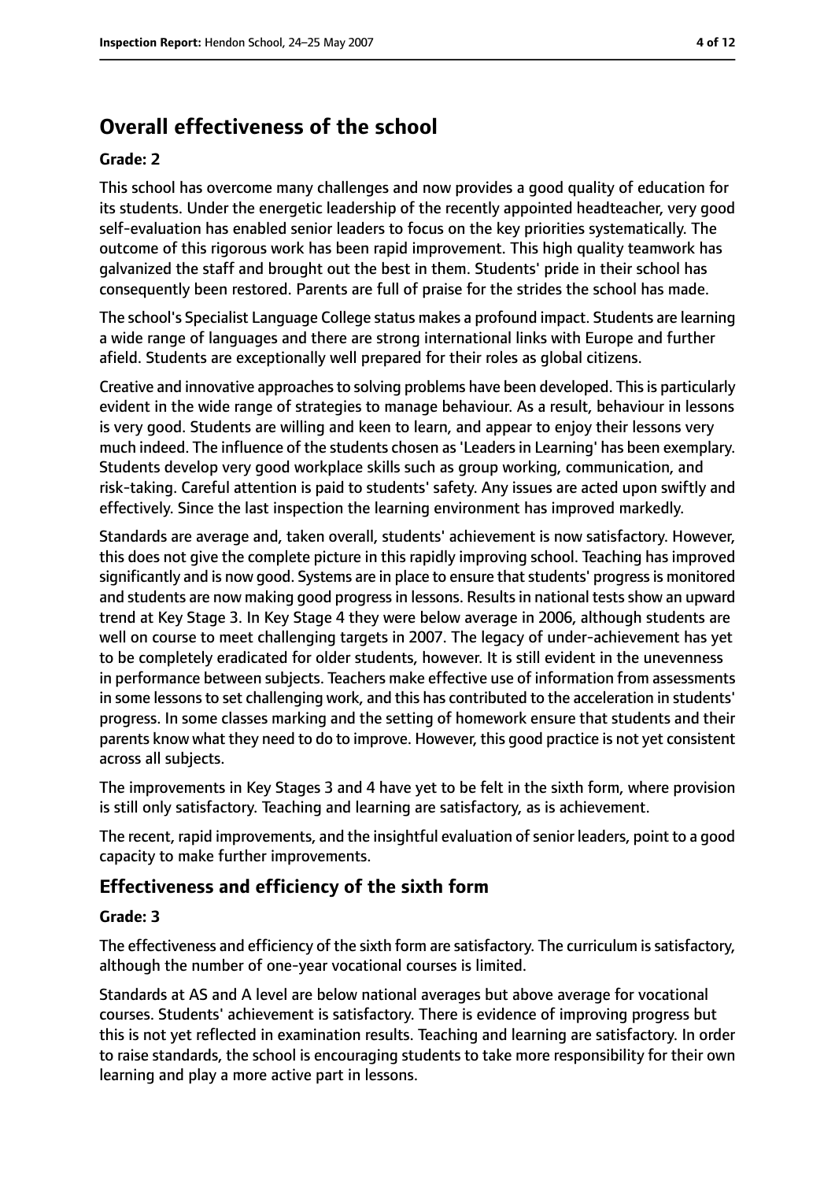## Overall effectiveness of the school

### Grade: 2

This school has overcome many challenges and now provides a good quality of education for its students. Under the energetic leadership of the recently appointed headteacher, very good self-evaluation has enabled senior leaders to focus on the key priorities systematically. The outcome of this rigorous work has been rapid improvement. This high quality teamwork has galvanized the staff and brought out the best in them. Students' pride in their school has consequently been restored. Parents are full of praise for the strides the school has made.

The school's Specialist Language College status makes a profound impact. Students are learning a wide range of languages and there are strong international links with Europe and further afield. Students are exceptionally well prepared for their roles as global citizens.

Creative and innovative approaches to solving problems have been developed. This is particularly evident in the wide range of strategies to manage behaviour. As a result, behaviour in lessons is very good. Students are willing and keen to learn, and appear to enjoy their lessons very much indeed. The influence of the students chosen as 'Leaders in Learning' has been exemplary. Students develop very good workplace skills such as group working, communication, and risk-taking. Careful attention is paid to students' safety. Any issues are acted upon swiftly and effectively. Since the last inspection the learning environment has improved markedly.

Standards are average and, taken overall, students' achievement is now satisfactory. However, this does not give the complete picture in this rapidly improving school. Teaching has improved significantly and is now good. Systems are in place to ensure that students' progress is monitored and students are now making good progress in lessons. Results in national tests show an upward trend at Key Stage 3. In Key Stage 4 they were below average in 2006, although students are well on course to meet challenging targets in 2007. The legacy of under-achievement has yet to be completely eradicated for older students, however. It is still evident in the unevenness in performance between subjects. Teachers make effective use of information from assessments in some lessons to set challenging work, and this has contributed to the acceleration in students' progress. In some classes marking and the setting of homework ensure that students and their parents know what they need to do to improve. However, this good practice is not yet consistent across all subjects.

The improvements in Key Stages 3 and 4 have yet to be felt in the sixth form, where provision is still only satisfactory. Teaching and learning are satisfactory, as is achievement.

The recent, rapid improvements, and the insightful evaluation of senior leaders, point to a good capacity to make further improvements.

## Effectiveness and efficiency of the sixth form

### Grade: 3

The effectiveness and efficiency of the sixth form are satisfactory. The curriculum is satisfactory, although the number of one-year vocational courses is limited.

Standards at AS and A level are below national averages but above average for vocational courses. Students' achievement is satisfactory. There is evidence of improving progress but this is not yet reflected in examination results. Teaching and learning are satisfactory. In order to raise standards, the school is encouraging students to take more responsibility for their own learning and play a more active part in lessons.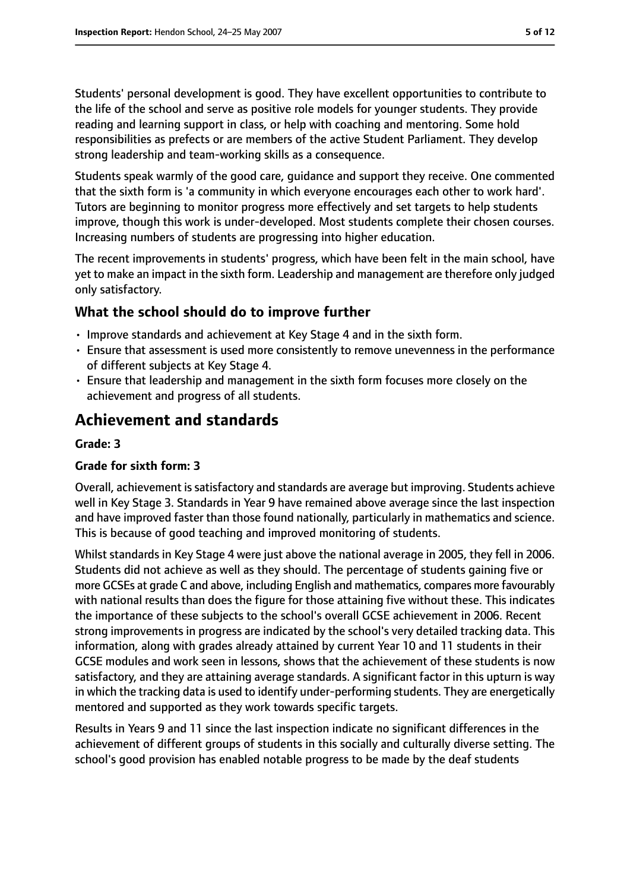Students' personal development is good. They have excellent opportunities to contribute to the life of the school and serve as positive role models for younger students. They provide reading and learning support in class, or help with coaching and mentoring. Some hold responsibilities as prefects or are members of the active Student Parliament. They develop strong leadership and team-working skills as a consequence.

Students speak warmly of the good care, guidance and support they receive. One commented that the sixth form is 'a community in which everyone encourages each other to work hard'. Tutors are beginning to monitor progress more effectively and set targets to help students improve, though this work is under-developed. Most students complete their chosen courses. Increasing numbers of students are progressing into higher education.

The recent improvements in students' progress, which have been felt in the main school, have yet to make an impact in the sixth form. Leadership and management are therefore only judged only satisfactory.

### What the school should do to improve further

- Improve standards and achievement at Key Stage 4 and in the sixth form.
- Ensure that assessment is used more consistently to remove unevenness in the performance of different subjects at Key Stage 4.
- Ensure that leadership and management in the sixth form focuses more closely on the achievement and progress of all students.

## Achievement and standards

**Grade: 3**

**Grade for sixth form: 3**

Overall, achievement is satisfactory and standards are average but improving. Students achieve well in Key Stage 3. Standards in Year 9 have remained above average since the last inspection and have improved faster than those found nationally, particularly in mathematics and science. This is because of good teaching and improved monitoring of students.

Whilst standards in Key Stage 4 were just above the national average in 2005, they fell in 2006. Students did not achieve as well as they should. The percentage of students gaining five or more GCSEs at grade C and above, including English and mathematics, compares more favourably with national results than does the figure for those attaining five without these. This indicates the importance of these subjects to the school's overall GCSE achievement in 2006. Recent strong improvements in progress are indicated by the school's very detailed tracking data. This information, along with grades already attained by current Year 10 and 11 students in their GCSE modules and work seen in lessons, shows that the achievement of these students is now satisfactory, and they are attaining average standards. A significant factor in this upturn is way in which the tracking data is used to identify under-performing students. They are energetically mentored and supported as they work towards specific targets.

Results in Years 9 and 11 since the last inspection indicate no significant differences in the achievement of different groups of students in this socially and culturally diverse setting. The school's good provision has enabled notable progress to be made by the deaf students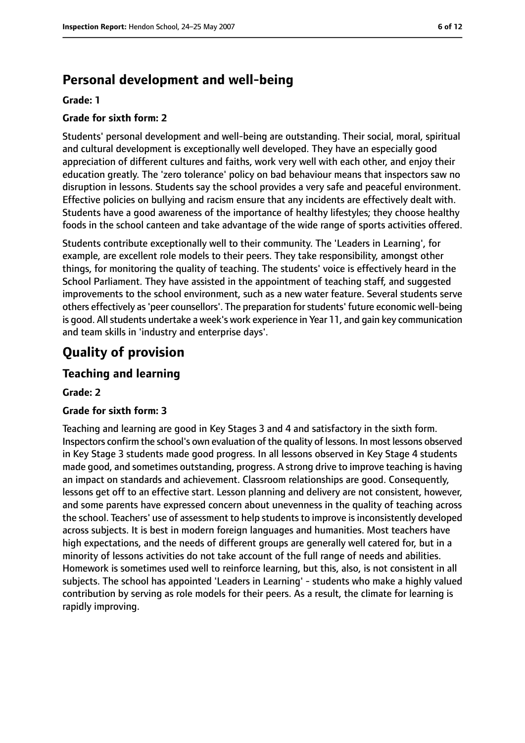## Personal development and well-being

**Grade: 1**

**Grade for sixth form: 2**

Students' personal development and well-being are outstanding. Their social, moral, spiritual and cultural development is exceptionally well developed. They have an especially good appreciation of different cultures and faiths, work very well with each other, and enjoy their education greatly. The 'zero tolerance' policy on bad behaviour means that inspectors saw no disruption in lessons. Students say the school provides a very safe and peaceful environment. Effective policies on bullying and racism ensure that any incidents are effectively dealt with. Students have a good awareness of the importance of healthy lifestyles; they choose healthy foods in the school canteen and take advantage of the wide range of sports activities offered.

Students contribute exceptionally well to their community. The 'Leaders in Learning', for example, are excellent role models to their peers. They take responsibility, amongst other things, for monitoring the quality of teaching. The students' voice is effectively heard in the School Parliament. They have assisted in the appointment of teaching staff, and suggested improvements to the school environment, such as a new water feature. Several students serve others effectively as 'peer counsellors'. The preparation for students' future economic well-being is good. All students undertake a week's work experience in Year 11, and gain key communication and team skills in 'industry and enterprise days'.

# Quality of provision

## Teaching and learning

**Grade: 2**

**Grade for sixth form: 3**

Teaching and learning are good in Key Stages 3 and 4 and satisfactory in the sixth form. Inspectors confirm the school's own evaluation of the quality of lessons. In most lessons observed in Key Stage 3 students made good progress. In all lessons observed in Key Stage 4 students made good, and sometimes outstanding, progress. A strong drive to improve teaching is having an impact on standards and achievement. Classroom relationships are good. Consequently, lessons get off to an effective start. Lesson planning and delivery are not consistent, however, and some parents have expressed concern about unevenness in the quality of teaching across the school. Teachers' use of assessment to help students to improve is inconsistently developed across subjects. It is best in modern foreign languages and humanities. Most teachers have high expectations, and the needs of different groups are generally well catered for, but in a minority of lessons activities do not take account of the full range of needs and abilities. Homework is sometimes used well to reinforce learning, but this, also, is not consistent in all subjects. The school has appointed 'Leaders in Learning' - students who make a highly valued contribution by serving as role models for their peers. As a result, the climate for learning is rapidly improving.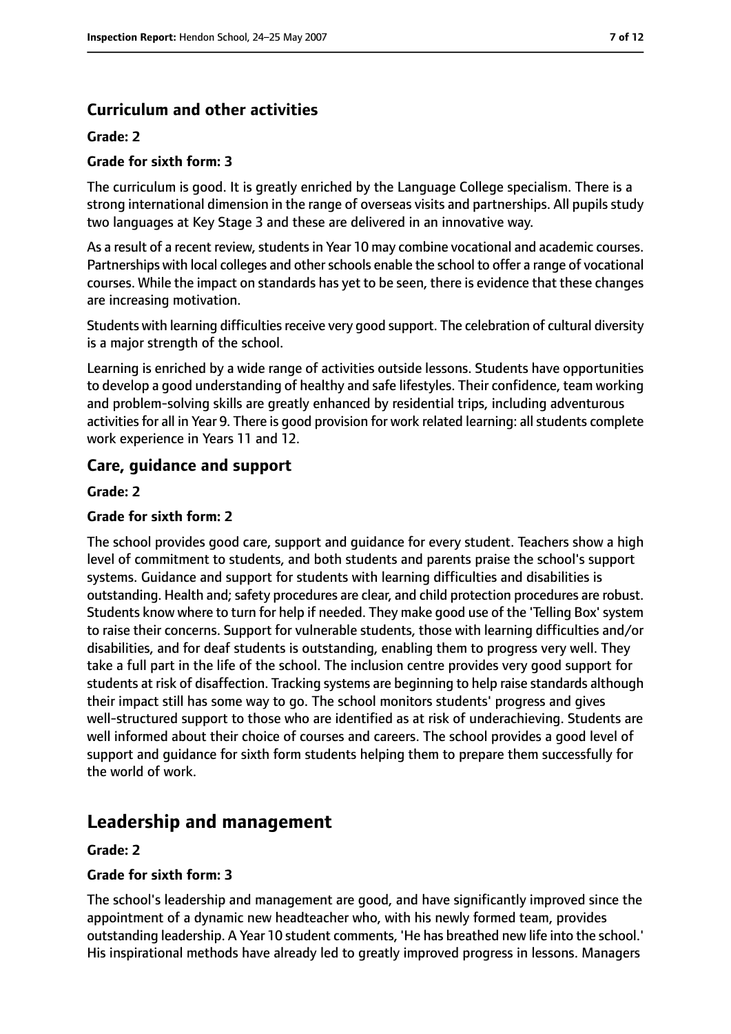### Curriculum and other activities

#### Grade: 2

#### Grade for sixth form: 3

The curriculum is good. It is greatly enriched by the Language College specialism. There is a strong international dimension in the range of overseas visits and partnerships. All pupils study two languages at Key Stage 3 and these are delivered in an innovative way.

As a result of a recent review, students in Year 10 may combine vocational and academic courses. Partnerships with local colleges and other schools enable the school to offer a range of vocational courses. While the impact on standards has yet to be seen, there is evidence that these changes are increasing motivation.

Students with learning difficulties receive very good support. The celebration of cultural diversity is a major strength of the school.

Learning is enriched by a wide range of activities outside lessons. Students have opportunities to develop a good understanding of healthy and safe lifestyles. Their confidence, team working and problem-solving skills are greatly enhanced by residential trips, including adventurous activities for all in Year 9. There is good provision for work related learning: all students complete work experience in Years 11 and 12.

### Care, guidance and support

#### Grade: 2

#### Grade for sixth form: 2

The school provides good care, support and guidance for every student. Teachers show a high level of commitment to students, and both students and parents praise the school's support systems. Guidance and support for students with learning difficulties and disabilities is outstanding. Health and; safety procedures are clear, and child protection procedures are robust. Students know where to turn for help if needed. They make good use of the 'Telling Box' system to raise their concerns. Support for vulnerable students, those with learning difficulties and/or disabilities, and for deaf students is outstanding, enabling them to progress very well. They take a full part in the life of the school. The inclusion centre provides very good support for students at risk of disaffection. Tracking systems are beginning to help raise standards although their impact still has some way to go. The school monitors students' progress and gives well-structured support to those who are identified as at risk of underachieving. Students are well informed about their choice of courses and careers. The school provides a good level of support and guidance for sixth form students helping them to prepare them successfully for the world of work.

## Leadership and management

#### Grade: 2

#### Grade for sixth form: 3

The school's leadership and management are good, and have significantly improved since the appointment of a dynamic new headteacher who, with his newly formed team, provides outstanding leadership. A Year 10 student comments, 'He has breathed new life into the school.' His inspirational methods have already led to greatly improved progress in lessons. Managers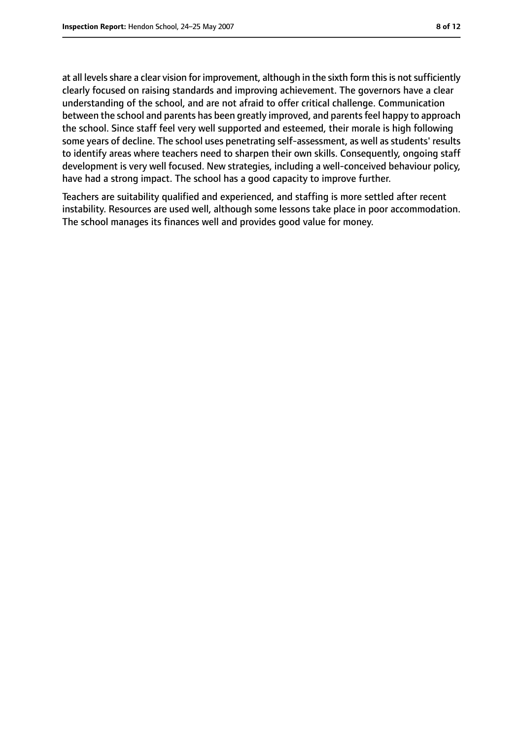at all levels share a clear vision for improvement, although in the sixth form this is not sufficiently clearly focused on raising standards and improving achievement. The governors have a clear understanding of the school, and are not afraid to offer critical challenge. Communication between the school and parents has been greatly improved, and parents feel happy to approach the school. Since staff feel very well supported and esteemed, their morale is high following some years of decline. The school uses penetrating self-assessment, as well as students' results to identify areas where teachers need to sharpen their own skills. Consequently, ongoing staff development is very well focused. New strategies, including a well-conceived behaviour policy, have had a strong impact. The school has a good capacity to improve further.

Teachers are suitability qualified and experienced, and staffing is more settled after recent instability. Resources are used well, although some lessons take place in poor accommodation. The school manages its finances well and provides good value for money.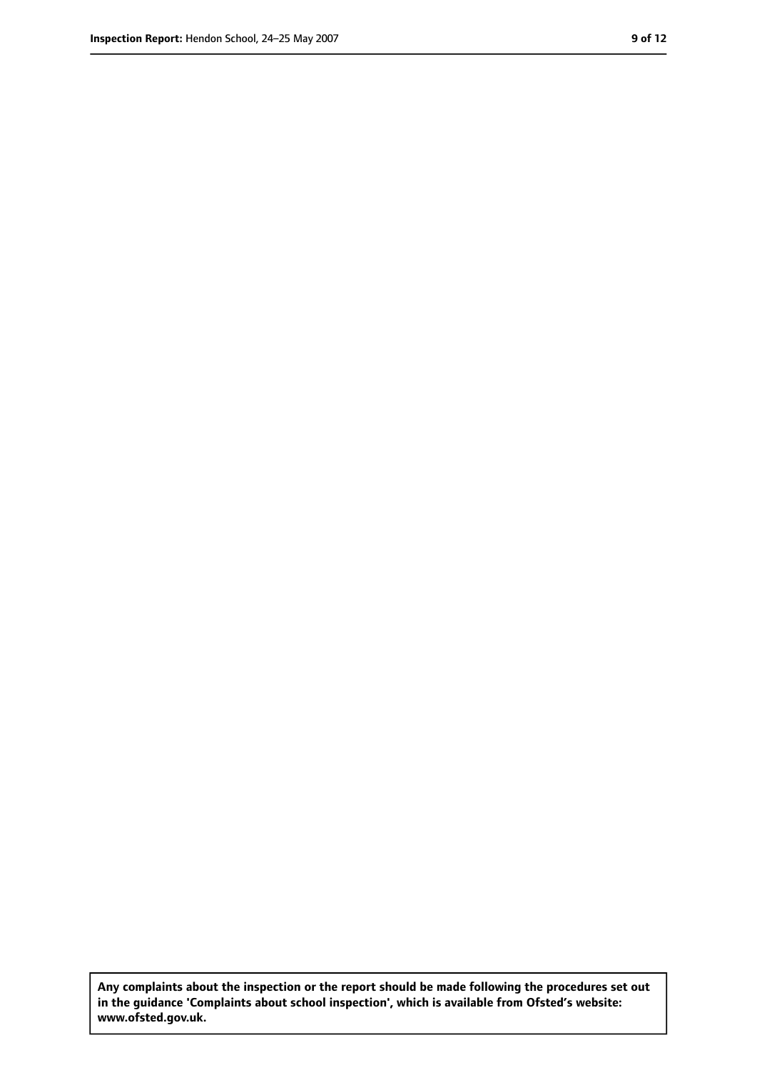**Any complaints about the inspection or the report should be made following the procedures set out in the guidance 'Complaints about school inspection', which is available from Ofsted's website: www.ofsted.gov.uk.**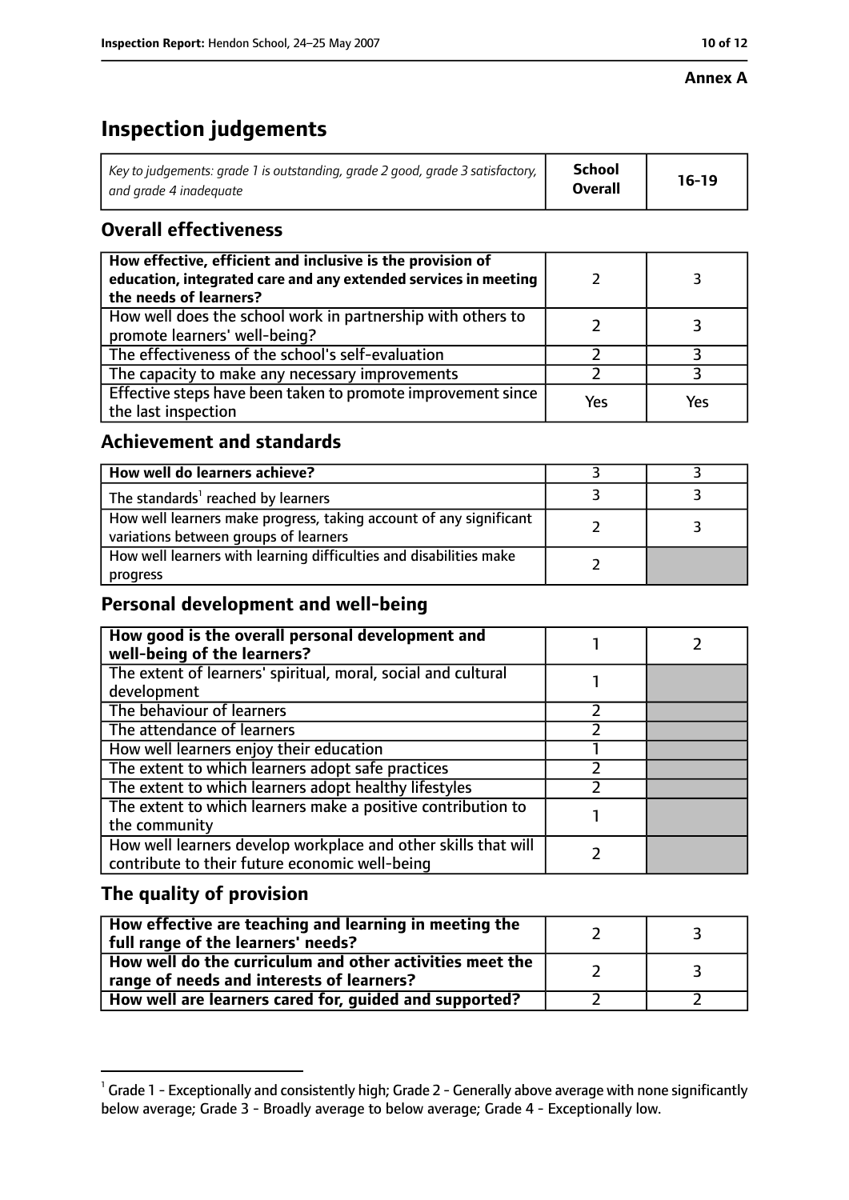**Annex A**

# Inspection judgements

| Key to judgements: grade 1 is outstanding, grade 2 good, grade 3 satisfactory, and grade 4 inadequate | School Overall | 16-19 |
| --- | --- | --- |

## Overall effectiveness

| | | |
| --- | --- | --- |
| **How effective, efficient and inclusive is the provision of education, integrated care and any extended services in meeting the needs of learners?** | 2 | 3 |
| How well does the school work in partnership with others to promote learners' well-being? | 2 | 3 |
| The effectiveness of the school's self-evaluation | 2 | 3 |
| The capacity to make any necessary improvements | 2 | 3 |
| Effective steps have been taken to promote improvement since the last inspection | Yes | Yes |

## Achievement and standards

| | | |
| --- | --- | --- |
| **How well do learners achieve?** | 3 | 3 |
| The standards[1] reached by learners | 3 | 3 |
| How well learners make progress, taking account of any significant variations between groups of learners | 2 | 3 |
| How well learners with learning difficulties and disabilities make progress | 2 | |

## Personal development and well-being

| | | |
| --- | --- | --- |
| **How good is the overall personal development and well-being of the learners?** | 1 | 2 |
| The extent of learners' spiritual, moral, social and cultural development | 1 | |
| The behaviour of learners | 2 | |
| The attendance of learners | 2 | |
| How well learners enjoy their education | 1 | |
| The extent to which learners adopt safe practices | 2 | |
| The extent to which learners adopt healthy lifestyles | 2 | |
| The extent to which learners make a positive contribution to the community | 1 | |
| How well learners develop workplace and other skills that will contribute to their future economic well-being | 2 | |

## The quality of provision

| | | |
| --- | --- | --- |
| **How effective are teaching and learning in meeting the full range of the learners' needs?** | 2 | 3 |
| **How well do the curriculum and other activities meet the range of needs and interests of learners?** | 2 | 3 |
| **How well are learners cared for, guided and supported?** | 2 | 2 |

[1] Grade 1 - Exceptionally and consistently high; Grade 2 - Generally above average with none significantly below average; Grade 3 - Broadly average to below average; Grade 4 - Exceptionally low.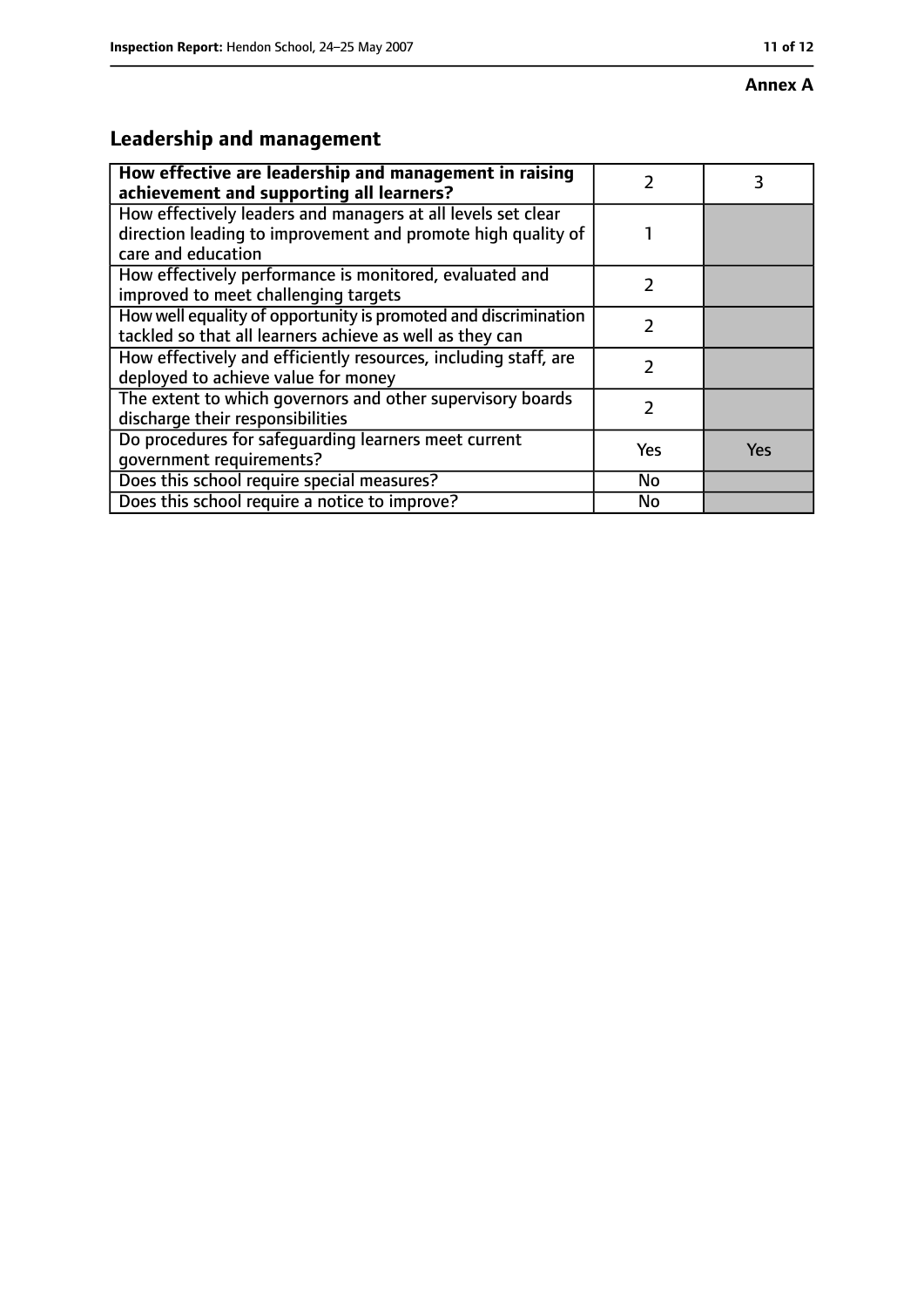**Annex A**

## Leadership and management

| **How effective are leadership and management in raising achievement and supporting all learners?** | 2 | 3 |
|---|---|---|
| How effectively leaders and managers at all levels set clear direction leading to improvement and promote high quality of care and education | 1 | |
| How effectively performance is monitored, evaluated and improved to meet challenging targets | 2 | |
| How well equality of opportunity is promoted and discrimination tackled so that all learners achieve as well as they can | 2 | |
| How effectively and efficiently resources, including staff, are deployed to achieve value for money | 2 | |
| The extent to which governors and other supervisory boards discharge their responsibilities | 2 | |
| Do procedures for safeguarding learners meet current government requirements? | Yes | Yes |
| Does this school require special measures? | No | |
| Does this school require a notice to improve? | No | |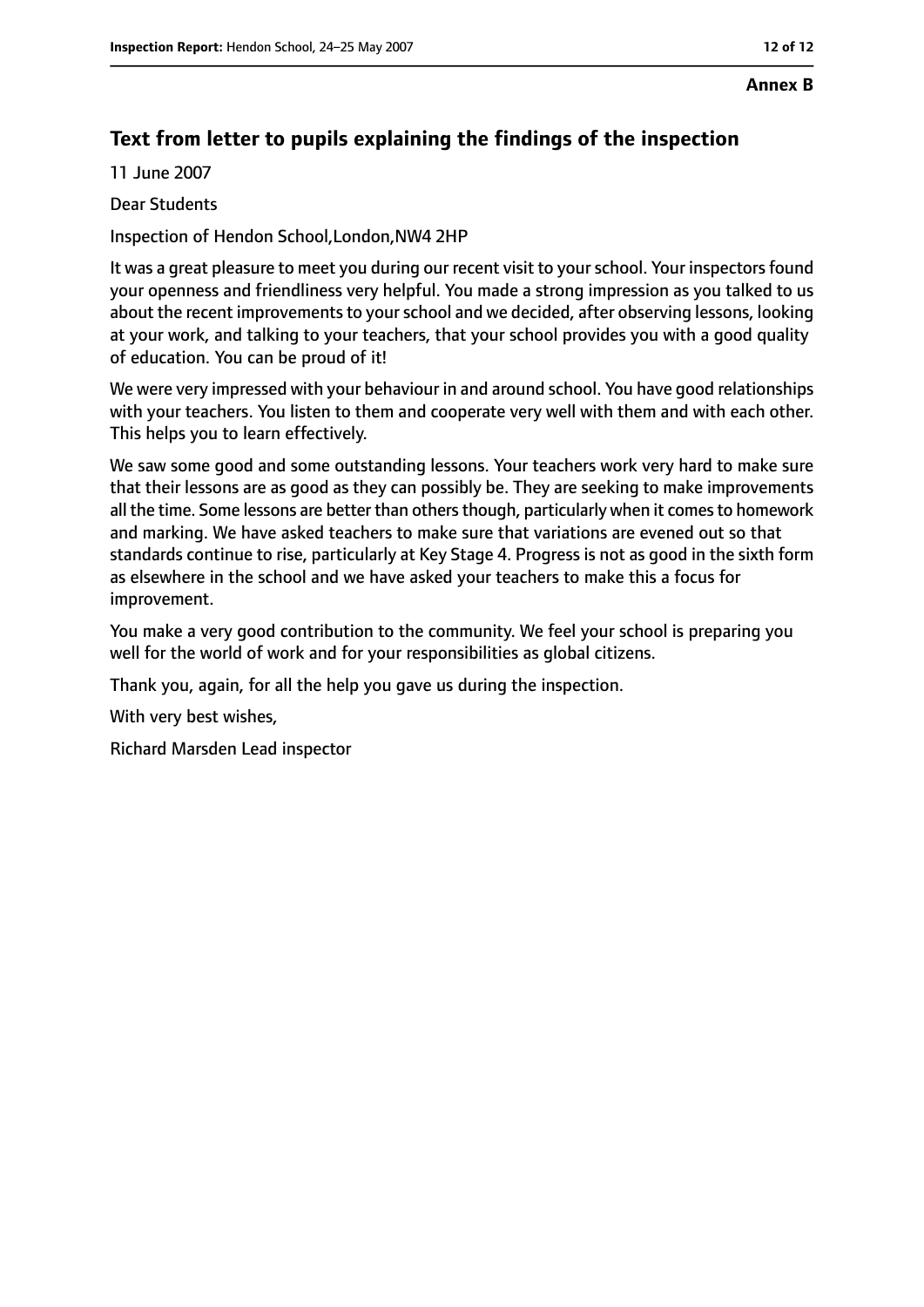**Annex B**

## Text from letter to pupils explaining the findings of the inspection

11 June 2007

Dear Students

Inspection of Hendon School,London,NW4 2HP

It was a great pleasure to meet you during our recent visit to your school. Your inspectors found your openness and friendliness very helpful. You made a strong impression as you talked to us about the recent improvements to your school and we decided, after observing lessons, looking at your work, and talking to your teachers, that your school provides you with a good quality of education. You can be proud of it!

We were very impressed with your behaviour in and around school. You have good relationships with your teachers. You listen to them and cooperate very well with them and with each other. This helps you to learn effectively.

We saw some good and some outstanding lessons. Your teachers work very hard to make sure that their lessons are as good as they can possibly be. They are seeking to make improvements all the time. Some lessons are better than others though, particularly when it comes to homework and marking. We have asked teachers to make sure that variations are evened out so that standards continue to rise, particularly at Key Stage 4. Progress is not as good in the sixth form as elsewhere in the school and we have asked your teachers to make this a focus for improvement.

You make a very good contribution to the community. We feel your school is preparing you well for the world of work and for your responsibilities as global citizens.

Thank you, again, for all the help you gave us during the inspection.

With very best wishes,

Richard Marsden Lead inspector